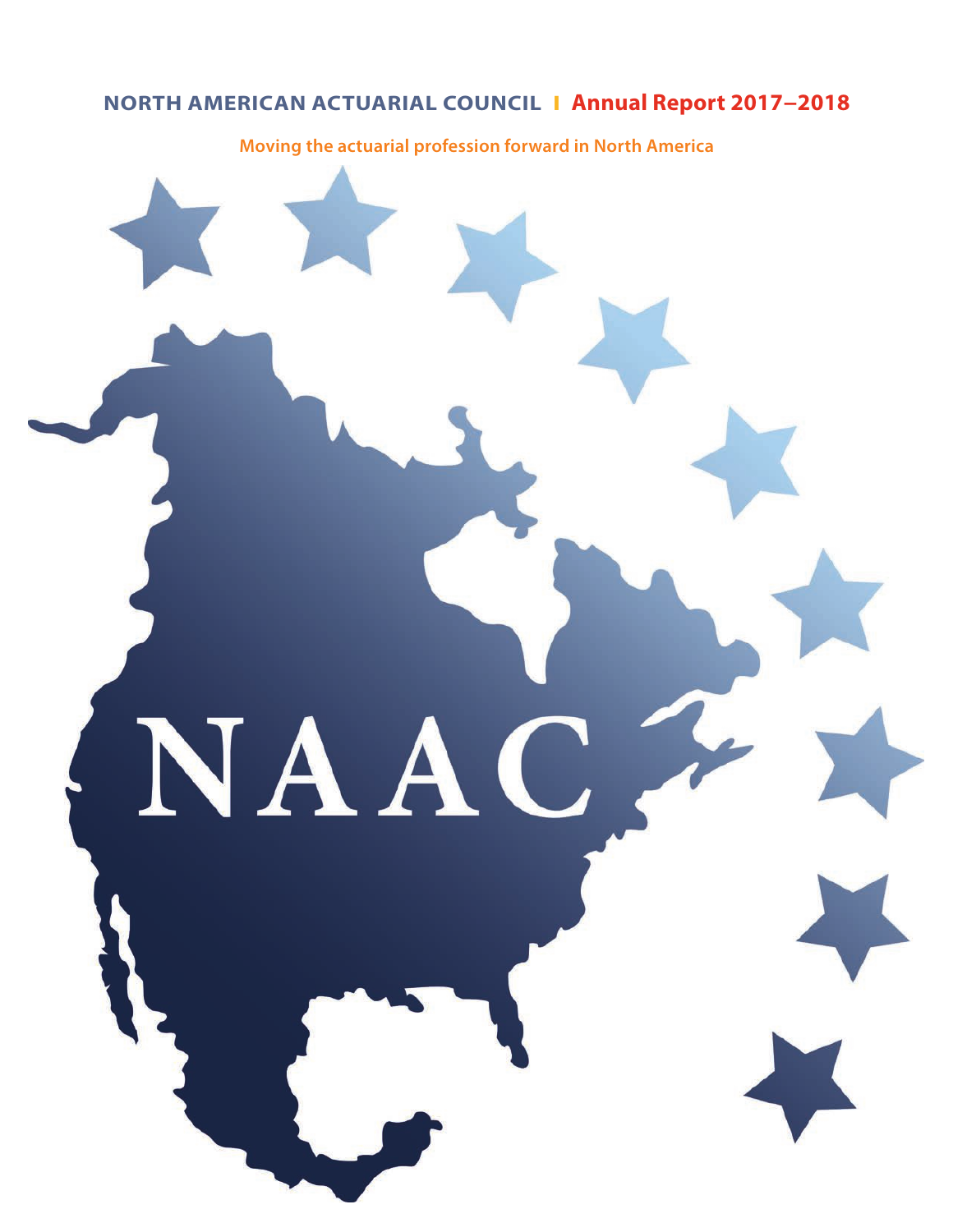# NORTH AMERICAN ACTUARIAL COUNCIL | Annual Report 2017–2018

**Moving the actuarial profession forward in North America**

NAAC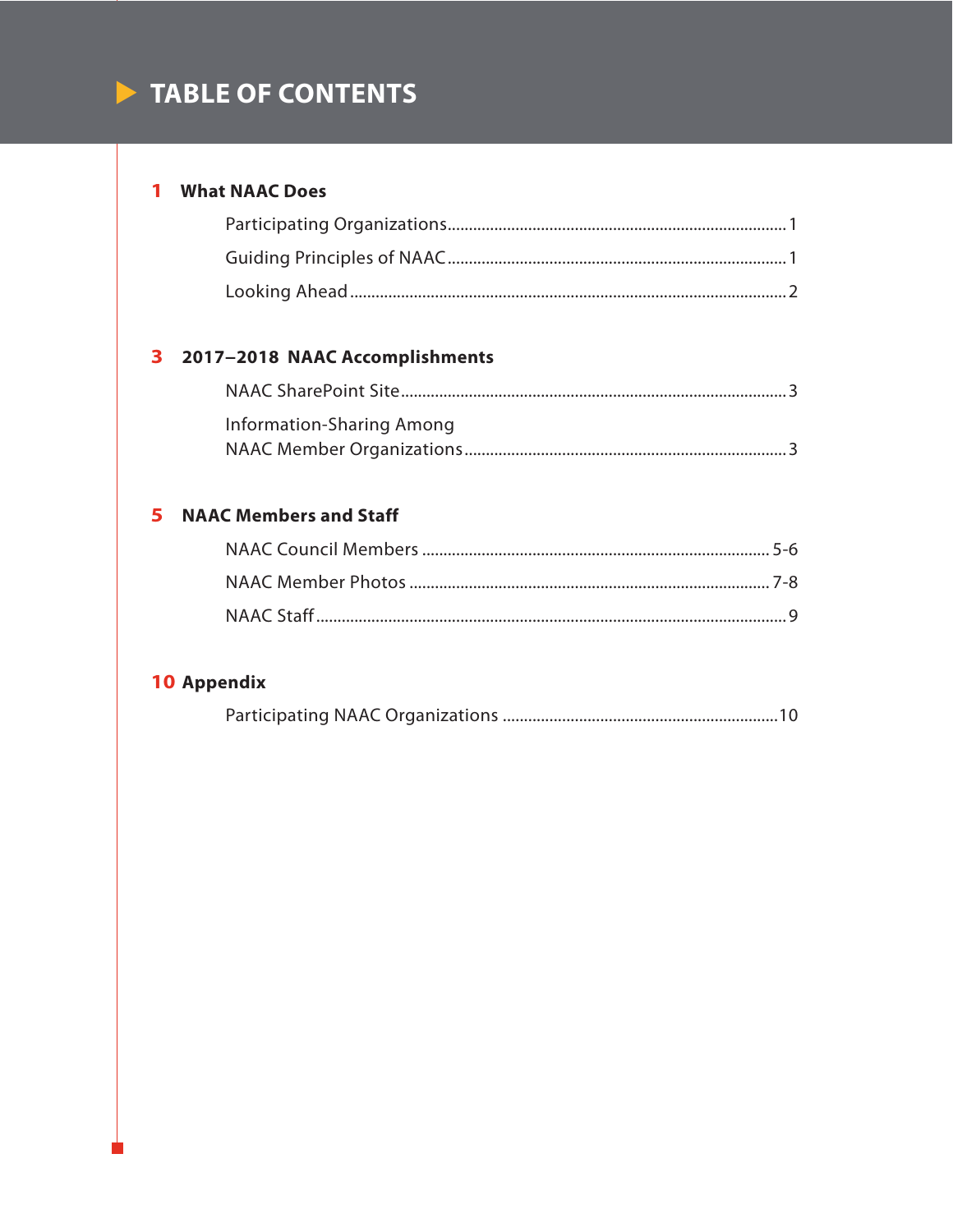# TABLE OF CONTENTS

**1 What NAAC Does**

- Participating Organizations .... 1
- Guiding Principles of NAAC .... 1
- Looking Ahead .... 2

**3 2017–2018 NAAC Accomplishments**

- NAAC SharePoint Site .... 3
- Information-Sharing Among NAAC Member Organizations .... 3

**5 NAAC Members and Staff**

- NAAC Council Members .... 5-6
- NAAC Member Photos .... 7-8
- NAAC Staff .... 9

**10 Appendix**

- Participating NAAC Organizations .... 10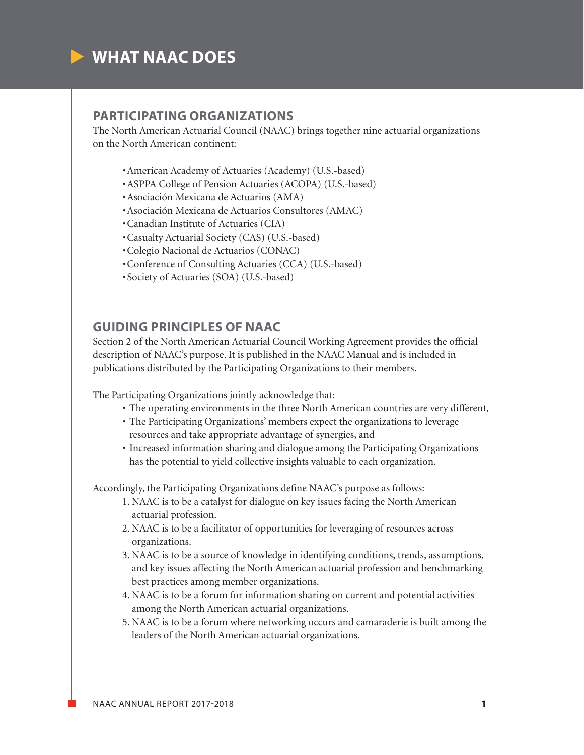# WHAT NAAC DOES

## PARTICIPATING ORGANIZATIONS

The North American Actuarial Council (NAAC) brings together nine actuarial organizations on the North American continent:

- American Academy of Actuaries (Academy) (U.S.-based)
- ASPPA College of Pension Actuaries (ACOPA) (U.S.-based)
- Asociación Mexicana de Actuarios (AMA)
- Asociación Mexicana de Actuarios Consultores (AMAC)
- Canadian Institute of Actuaries (CIA)
- Casualty Actuarial Society (CAS) (U.S.-based)
- Colegio Nacional de Actuarios (CONAC)
- Conference of Consulting Actuaries (CCA) (U.S.-based)
- Society of Actuaries (SOA) (U.S.-based)

## GUIDING PRINCIPLES OF NAAC

Section 2 of the North American Actuarial Council Working Agreement provides the official description of NAAC's purpose. It is published in the NAAC Manual and is included in publications distributed by the Participating Organizations to their members.

The Participating Organizations jointly acknowledge that:

- The operating environments in the three North American countries are very different,
- The Participating Organizations' members expect the organizations to leverage resources and take appropriate advantage of synergies, and
- Increased information sharing and dialogue among the Participating Organizations has the potential to yield collective insights valuable to each organization.

Accordingly, the Participating Organizations define NAAC's purpose as follows:

1. NAAC is to be a catalyst for dialogue on key issues facing the North American actuarial profession.
2. NAAC is to be a facilitator of opportunities for leveraging of resources across organizations.
3. NAAC is to be a source of knowledge in identifying conditions, trends, assumptions, and key issues affecting the North American actuarial profession and benchmarking best practices among member organizations.
4. NAAC is to be a forum for information sharing on current and potential activities among the North American actuarial organizations.
5. NAAC is to be a forum where networking occurs and camaraderie is built among the leaders of the North American actuarial organizations.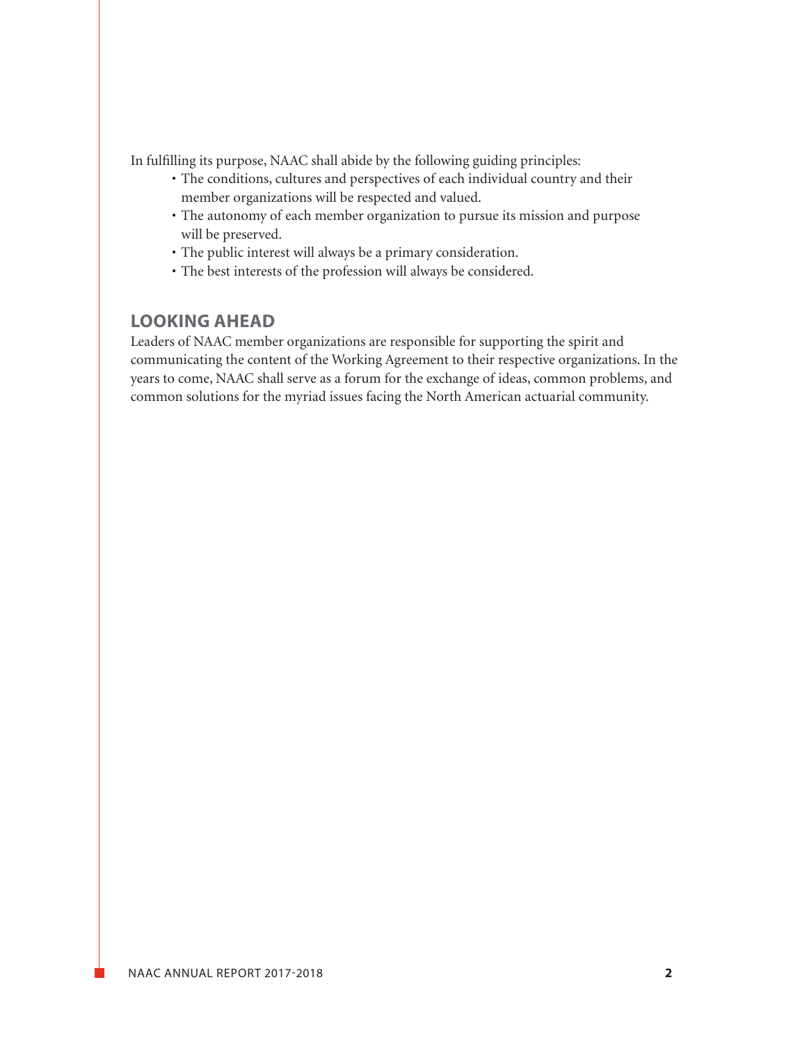In fulfilling its purpose, NAAC shall abide by the following guiding principles:

- The conditions, cultures and perspectives of each individual country and their member organizations will be respected and valued.
- The autonomy of each member organization to pursue its mission and purpose will be preserved.
- The public interest will always be a primary consideration.
- The best interests of the profession will always be considered.

## LOOKING AHEAD

Leaders of NAAC member organizations are responsible for supporting the spirit and communicating the content of the Working Agreement to their respective organizations. In the years to come, NAAC shall serve as a forum for the exchange of ideas, common problems, and common solutions for the myriad issues facing the North American actuarial community.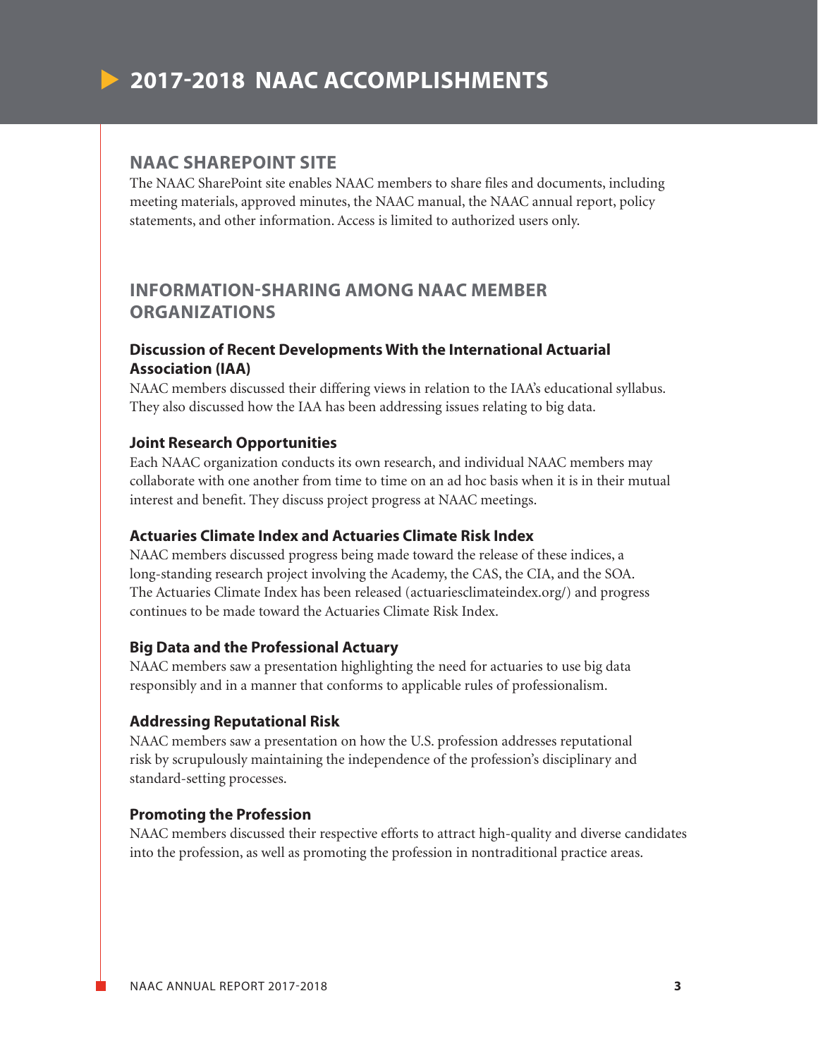# 2017-2018 NAAC ACCOMPLISHMENTS

## NAAC SHAREPOINT SITE

The NAAC SharePoint site enables NAAC members to share files and documents, including meeting materials, approved minutes, the NAAC manual, the NAAC annual report, policy statements, and other information. Access is limited to authorized users only.

## INFORMATION-SHARING AMONG NAAC MEMBER ORGANIZATIONS

### Discussion of Recent Developments With the International Actuarial Association (IAA)

NAAC members discussed their differing views in relation to the IAA's educational syllabus. They also discussed how the IAA has been addressing issues relating to big data.

### Joint Research Opportunities

Each NAAC organization conducts its own research, and individual NAAC members may collaborate with one another from time to time on an ad hoc basis when it is in their mutual interest and benefit. They discuss project progress at NAAC meetings.

### Actuaries Climate Index and Actuaries Climate Risk Index

NAAC members discussed progress being made toward the release of these indices, a long-standing research project involving the Academy, the CAS, the CIA, and the SOA. The Actuaries Climate Index has been released (actuariesclimateindex.org/) and progress continues to be made toward the Actuaries Climate Risk Index.

### Big Data and the Professional Actuary

NAAC members saw a presentation highlighting the need for actuaries to use big data responsibly and in a manner that conforms to applicable rules of professionalism.

### Addressing Reputational Risk

NAAC members saw a presentation on how the U.S. profession addresses reputational risk by scrupulously maintaining the independence of the profession's disciplinary and standard-setting processes.

### Promoting the Profession

NAAC members discussed their respective efforts to attract high-quality and diverse candidates into the profession, as well as promoting the profession in nontraditional practice areas.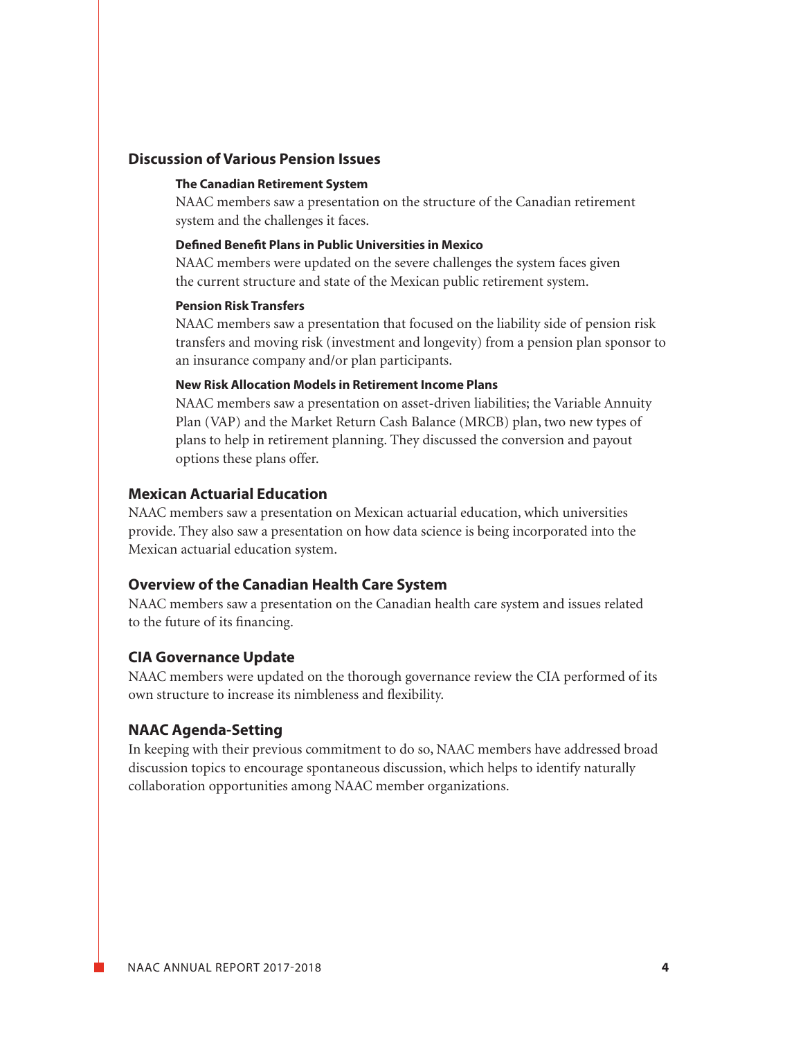## Discussion of Various Pension Issues

### The Canadian Retirement System

NAAC members saw a presentation on the structure of the Canadian retirement system and the challenges it faces.

### Defined Benefit Plans in Public Universities in Mexico

NAAC members were updated on the severe challenges the system faces given the current structure and state of the Mexican public retirement system.

### Pension Risk Transfers

NAAC members saw a presentation that focused on the liability side of pension risk transfers and moving risk (investment and longevity) from a pension plan sponsor to an insurance company and/or plan participants.

### New Risk Allocation Models in Retirement Income Plans

NAAC members saw a presentation on asset-driven liabilities; the Variable Annuity Plan (VAP) and the Market Return Cash Balance (MRCB) plan, two new types of plans to help in retirement planning. They discussed the conversion and payout options these plans offer.

## Mexican Actuarial Education

NAAC members saw a presentation on Mexican actuarial education, which universities provide. They also saw a presentation on how data science is being incorporated into the Mexican actuarial education system.

## Overview of the Canadian Health Care System

NAAC members saw a presentation on the Canadian health care system and issues related to the future of its financing.

## CIA Governance Update

NAAC members were updated on the thorough governance review the CIA performed of its own structure to increase its nimbleness and flexibility.

## NAAC Agenda-Setting

In keeping with their previous commitment to do so, NAAC members have addressed broad discussion topics to encourage spontaneous discussion, which helps to identify naturally collaboration opportunities among NAAC member organizations.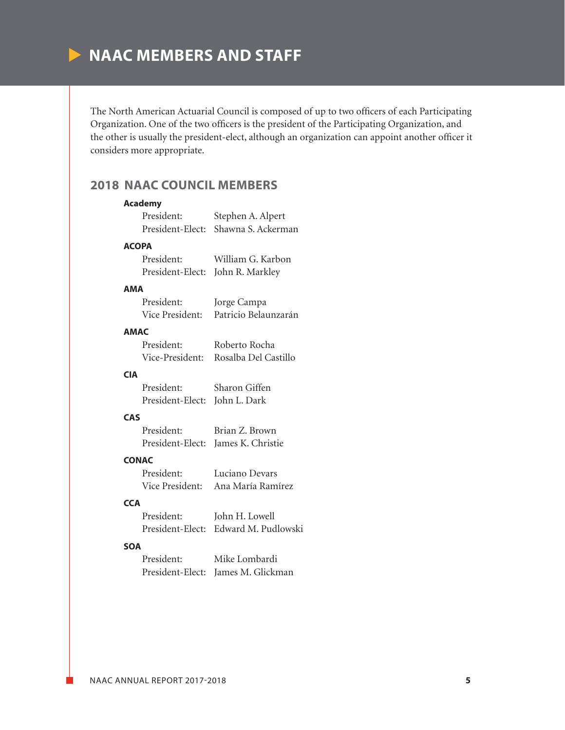# NAAC MEMBERS AND STAFF

The North American Actuarial Council is composed of up to two officers of each Participating Organization. One of the two officers is the president of the Participating Organization, and the other is usually the president-elect, although an organization can appoint another officer it considers more appropriate.

## 2018 NAAC COUNCIL MEMBERS

**Academy**

President: Stephen A. Alpert
President-Elect: Shawna S. Ackerman

**ACOPA**

President: William G. Karbon
President-Elect: John R. Markley

**AMA**

President: Jorge Campa
Vice President: Patricio Belaunzarán

**AMAC**

President: Roberto Rocha
Vice-President: Rosalba Del Castillo

**CIA**

President: Sharon Giffen
President-Elect: John L. Dark

**CAS**

President: Brian Z. Brown
President-Elect: James K. Christie

**CONAC**

President: Luciano Devars
Vice President: Ana María Ramírez

**CCA**

President: John H. Lowell
President-Elect: Edward M. Pudlowski

**SOA**

President: Mike Lombardi
President-Elect: James M. Glickman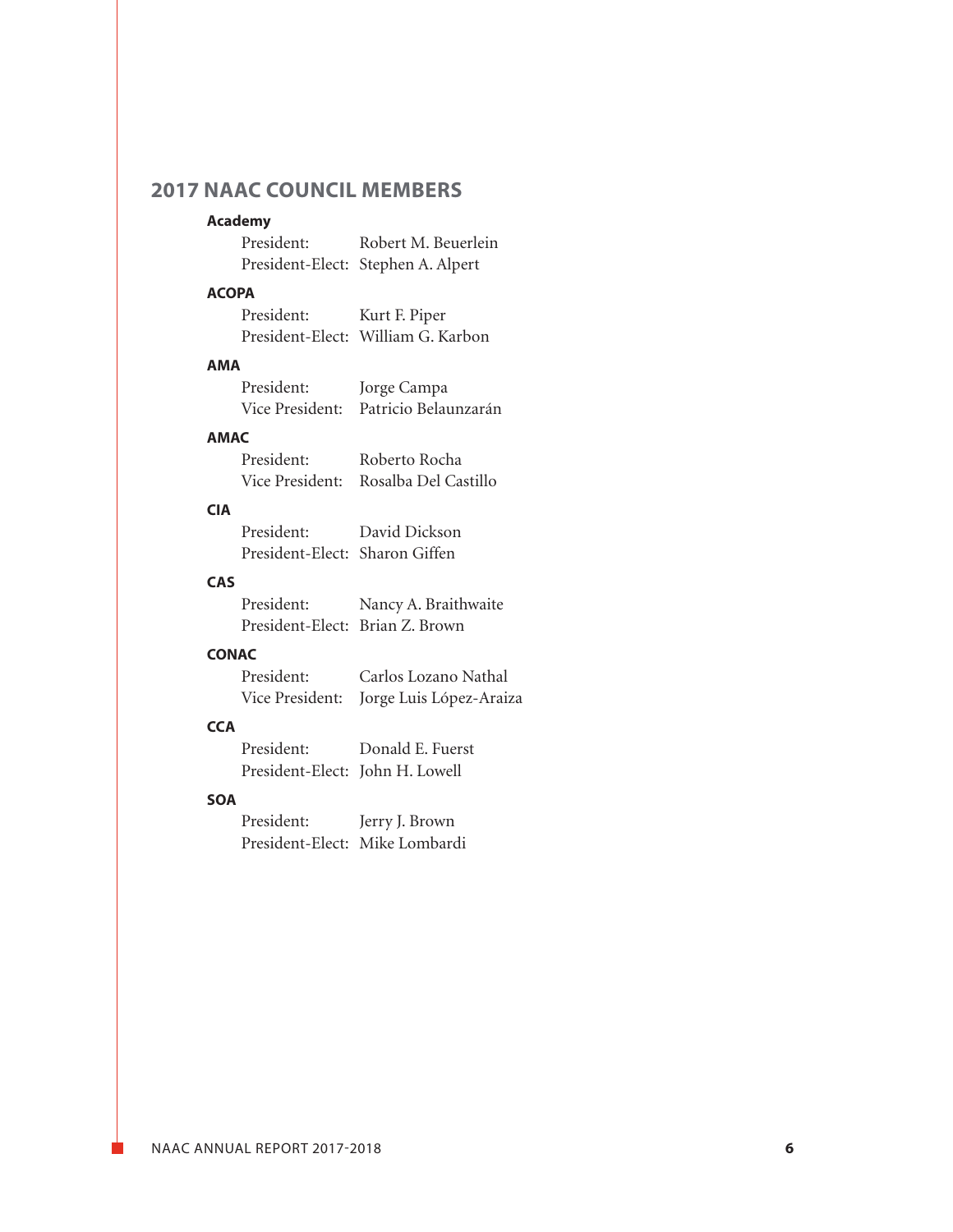## 2017 NAAC COUNCIL MEMBERS

**Academy**

President: Robert M. Beuerlein
President-Elect: Stephen A. Alpert

**ACOPA**

President: Kurt F. Piper
President-Elect: William G. Karbon

**AMA**

President: Jorge Campa
Vice President: Patricio Belaunzarán

**AMAC**

President: Roberto Rocha
Vice President: Rosalba Del Castillo

**CIA**

President: David Dickson
President-Elect: Sharon Giffen

**CAS**

President: Nancy A. Braithwaite
President-Elect: Brian Z. Brown

**CONAC**

President: Carlos Lozano Nathal
Vice President: Jorge Luis López-Araiza

**CCA**

President: Donald E. Fuerst
President-Elect: John H. Lowell

**SOA**

President: Jerry J. Brown
President-Elect: Mike Lombardi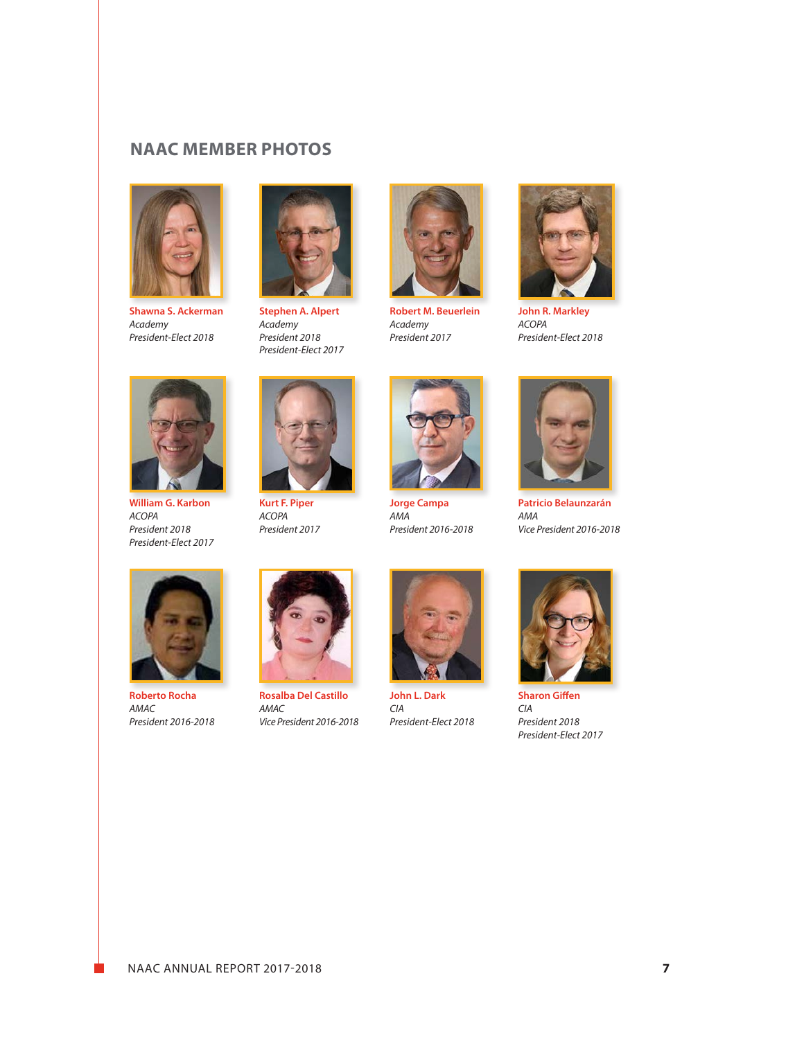## NAAC MEMBER PHOTOS

**Shawna S. Ackerman**
*Academy*
*President-Elect 2018*

**Stephen A. Alpert**
*Academy*
*President 2018*
*President-Elect 2017*

**Robert M. Beuerlein**
*Academy*
*President 2017*

**John R. Markley**
*ACOPA*
*President-Elect 2018*

**William G. Karbon**
*ACOPA*
*President 2018*
*President-Elect 2017*

**Kurt F. Piper**
*ACOPA*
*President 2017*

**Jorge Campa**
*AMA*
*President 2016-2018*

**Patricio Belaunzarán**
*AMA*
*Vice President 2016-2018*

**Roberto Rocha**
*AMAC*
*President 2016-2018*

**Rosalba Del Castillo**
*AMAC*
*Vice President 2016-2018*

**John L. Dark**
*CIA*
*President-Elect 2018*

**Sharon Giffen**
*CIA*
*President 2018*
*President-Elect 2017*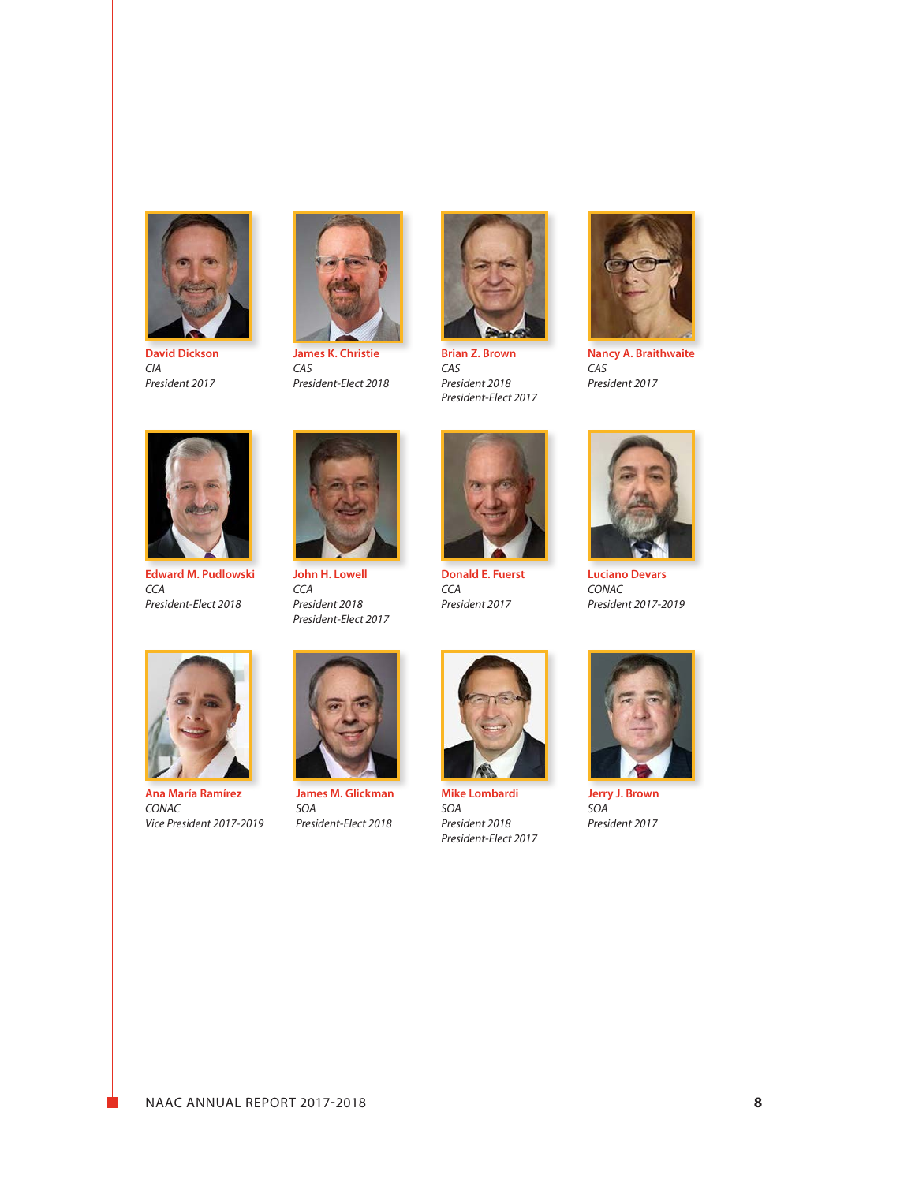**David Dickson**
*CIA*
*President 2017*

**James K. Christie**
*CAS*
*President-Elect 2018*

**Brian Z. Brown**
*CAS*
*President 2018*
*President-Elect 2017*

**Nancy A. Braithwaite**
*CAS*
*President 2017*

**Edward M. Pudlowski**
*CCA*
*President-Elect 2018*

**John H. Lowell**
*CCA*
*President 2018*
*President-Elect 2017*

**Donald E. Fuerst**
*CCA*
*President 2017*

**Luciano Devars**
*CONAC*
*President 2017-2019*

**Ana María Ramírez**
*CONAC*
*Vice President 2017-2019*

**James M. Glickman**
*SOA*
*President-Elect 2018*

**Mike Lombardi**
*SOA*
*President 2018*
*President-Elect 2017*

**Jerry J. Brown**
*SOA*
*President 2017*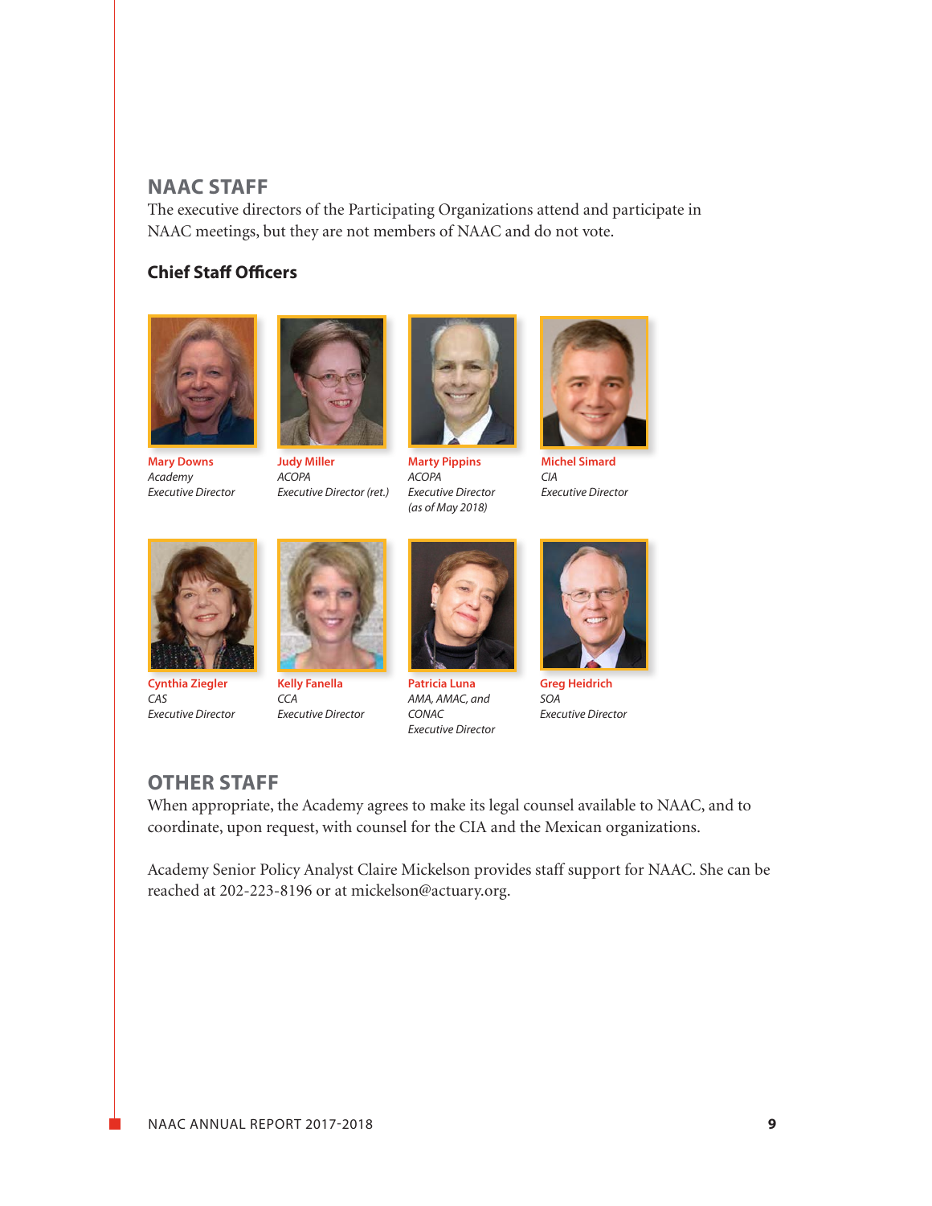## NAAC STAFF

The executive directors of the Participating Organizations attend and participate in NAAC meetings, but they are not members of NAAC and do not vote.

### Chief Staff Officers

**Mary Downs**
*Academy*
*Executive Director*

**Judy Miller**
*ACOPA*
*Executive Director (ret.)*

**Marty Pippins**
*ACOPA*
*Executive Director*
*(as of May 2018)*

**Michel Simard**
*CIA*
*Executive Director*

**Cynthia Ziegler**
*CAS*
*Executive Director*

**Kelly Fanella**
*CCA*
*Executive Director*

**Patricia Luna**
*AMA, AMAC, and CONAC*
*Executive Director*

**Greg Heidrich**
*SOA*
*Executive Director*

## OTHER STAFF

When appropriate, the Academy agrees to make its legal counsel available to NAAC, and to coordinate, upon request, with counsel for the CIA and the Mexican organizations.

Academy Senior Policy Analyst Claire Mickelson provides staff support for NAAC. She can be reached at 202-223-8196 or at mickelson@actuary.org.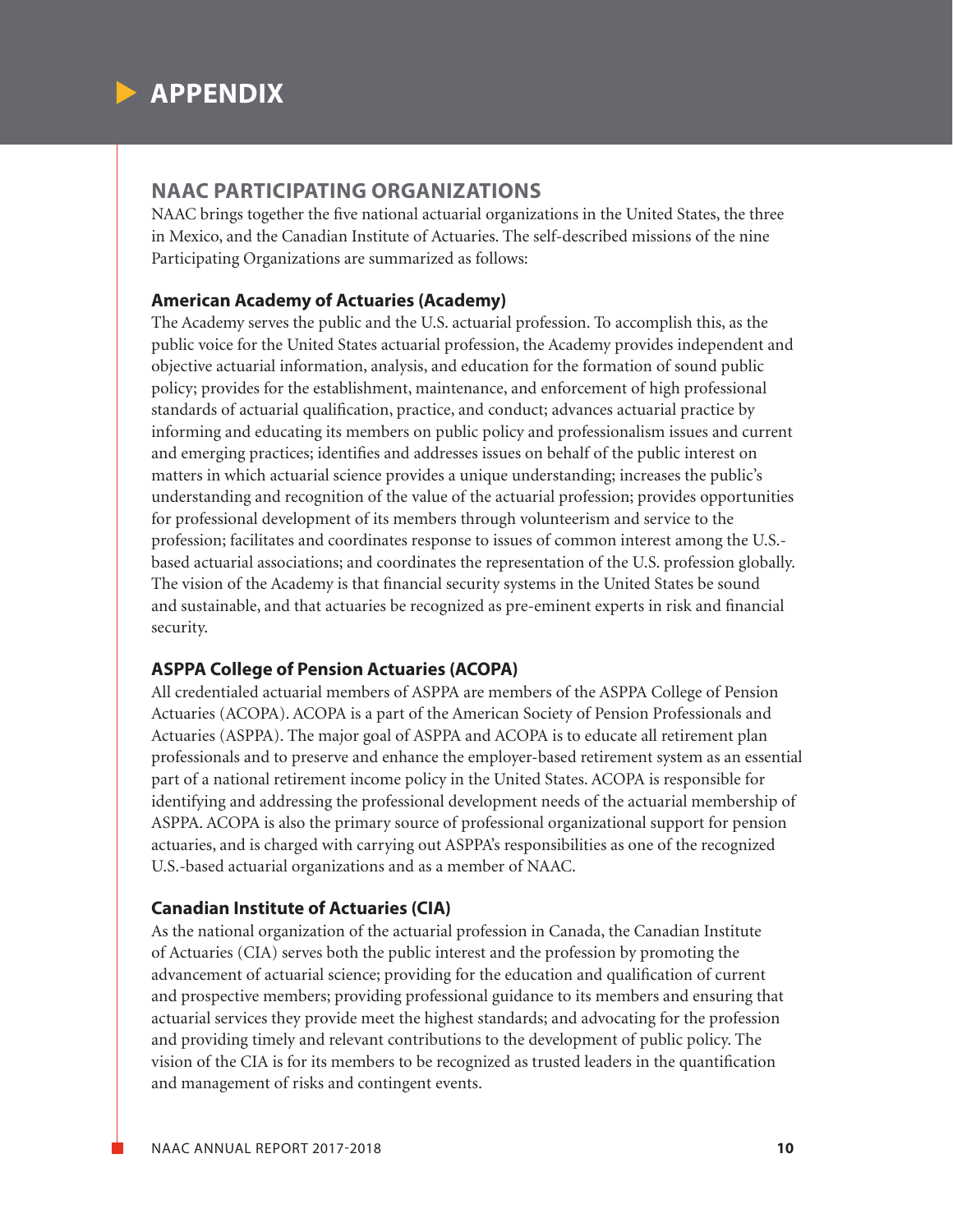# APPENDIX

## NAAC PARTICIPATING ORGANIZATIONS

NAAC brings together the five national actuarial organizations in the United States, the three in Mexico, and the Canadian Institute of Actuaries. The self-described missions of the nine Participating Organizations are summarized as follows:

### American Academy of Actuaries (Academy)

The Academy serves the public and the U.S. actuarial profession. To accomplish this, as the public voice for the United States actuarial profession, the Academy provides independent and objective actuarial information, analysis, and education for the formation of sound public policy; provides for the establishment, maintenance, and enforcement of high professional standards of actuarial qualification, practice, and conduct; advances actuarial practice by informing and educating its members on public policy and professionalism issues and current and emerging practices; identifies and addresses issues on behalf of the public interest on matters in which actuarial science provides a unique understanding; increases the public's understanding and recognition of the value of the actuarial profession; provides opportunities for professional development of its members through volunteerism and service to the profession; facilitates and coordinates response to issues of common interest among the U.S.-based actuarial associations; and coordinates the representation of the U.S. profession globally. The vision of the Academy is that financial security systems in the United States be sound and sustainable, and that actuaries be recognized as pre-eminent experts in risk and financial security.

### ASPPA College of Pension Actuaries (ACOPA)

All credentialed actuarial members of ASPPA are members of the ASPPA College of Pension Actuaries (ACOPA). ACOPA is a part of the American Society of Pension Professionals and Actuaries (ASPPA). The major goal of ASPPA and ACOPA is to educate all retirement plan professionals and to preserve and enhance the employer-based retirement system as an essential part of a national retirement income policy in the United States. ACOPA is responsible for identifying and addressing the professional development needs of the actuarial membership of ASPPA. ACOPA is also the primary source of professional organizational support for pension actuaries, and is charged with carrying out ASPPA's responsibilities as one of the recognized U.S.-based actuarial organizations and as a member of NAAC.

### Canadian Institute of Actuaries (CIA)

As the national organization of the actuarial profession in Canada, the Canadian Institute of Actuaries (CIA) serves both the public interest and the profession by promoting the advancement of actuarial science; providing for the education and qualification of current and prospective members; providing professional guidance to its members and ensuring that actuarial services they provide meet the highest standards; and advocating for the profession and providing timely and relevant contributions to the development of public policy. The vision of the CIA is for its members to be recognized as trusted leaders in the quantification and management of risks and contingent events.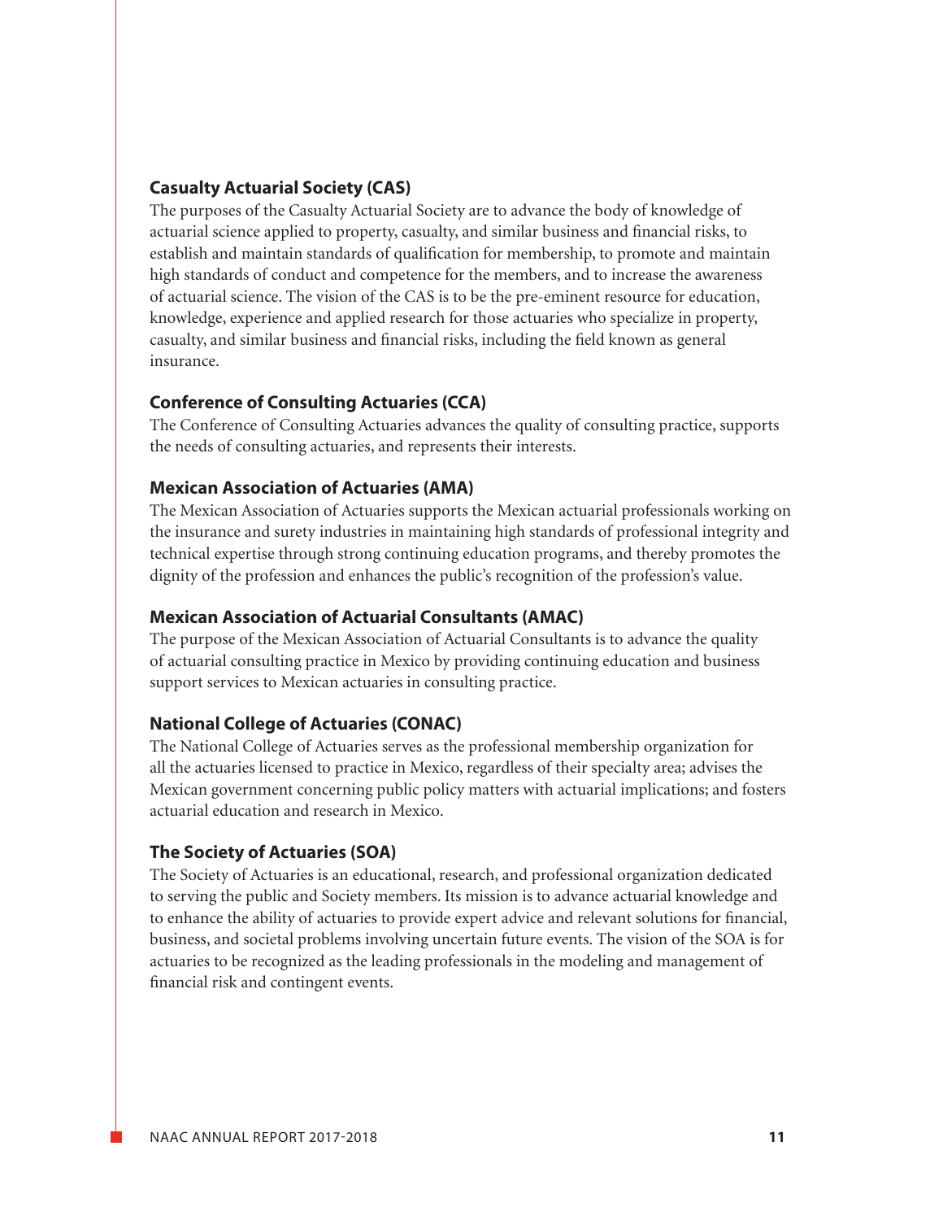### Casualty Actuarial Society (CAS)

The purposes of the Casualty Actuarial Society are to advance the body of knowledge of actuarial science applied to property, casualty, and similar business and financial risks, to establish and maintain standards of qualification for membership, to promote and maintain high standards of conduct and competence for the members, and to increase the awareness of actuarial science. The vision of the CAS is to be the pre-eminent resource for education, knowledge, experience and applied research for those actuaries who specialize in property, casualty, and similar business and financial risks, including the field known as general insurance.

### Conference of Consulting Actuaries (CCA)

The Conference of Consulting Actuaries advances the quality of consulting practice, supports the needs of consulting actuaries, and represents their interests.

### Mexican Association of Actuaries (AMA)

The Mexican Association of Actuaries supports the Mexican actuarial professionals working on the insurance and surety industries in maintaining high standards of professional integrity and technical expertise through strong continuing education programs, and thereby promotes the dignity of the profession and enhances the public's recognition of the profession's value.

### Mexican Association of Actuarial Consultants (AMAC)

The purpose of the Mexican Association of Actuarial Consultants is to advance the quality of actuarial consulting practice in Mexico by providing continuing education and business support services to Mexican actuaries in consulting practice.

### National College of Actuaries (CONAC)

The National College of Actuaries serves as the professional membership organization for all the actuaries licensed to practice in Mexico, regardless of their specialty area; advises the Mexican government concerning public policy matters with actuarial implications; and fosters actuarial education and research in Mexico.

### The Society of Actuaries (SOA)

The Society of Actuaries is an educational, research, and professional organization dedicated to serving the public and Society members. Its mission is to advance actuarial knowledge and to enhance the ability of actuaries to provide expert advice and relevant solutions for financial, business, and societal problems involving uncertain future events. The vision of the SOA is for actuaries to be recognized as the leading professionals in the modeling and management of financial risk and contingent events.